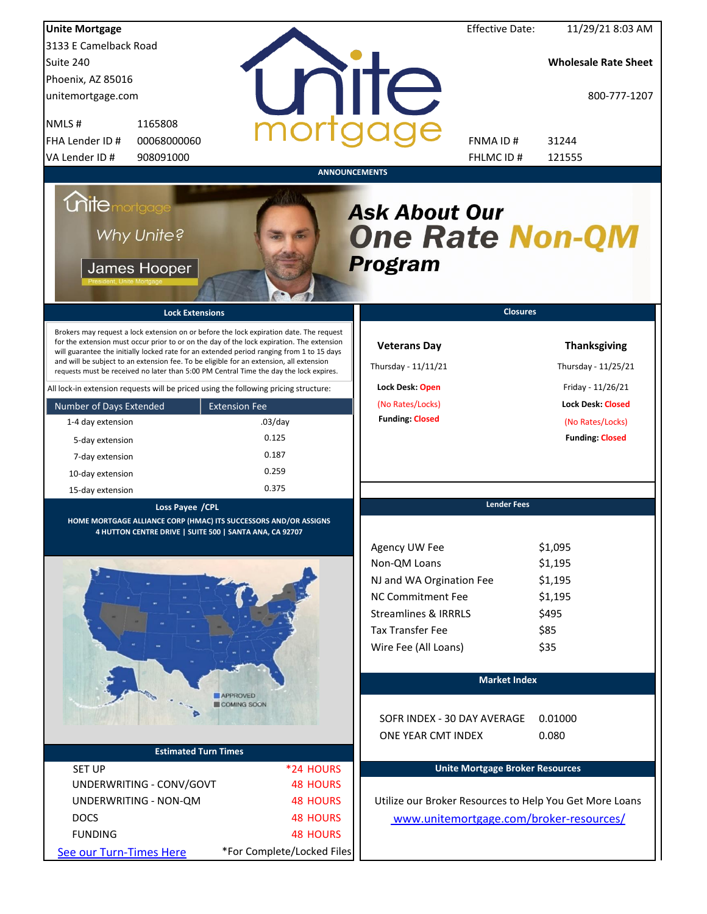**Unite Mortgage**
3133 E Camelback Road
Suite 240
Phoenix, AZ 85016
unitemortgage.com

| | |
|---|---|
| NMLS # | 1165808 |
| FHA Lender ID # | 00068000060 |
| VA Lender ID # | 908091000 |

Effective Date: 11/29/21 8:03 AM

**Wholesale Rate Sheet**

800-777-1207

| | |
|---|---|
| FNMA ID # | 31244 |
| FHLMC ID # | 121555 |

## ANNOUNCEMENTS

Unite mortgage — Why Unite? — James Hooper, President, Unite Mortgage

***Ask About Our One Rate Non-QM Program***

## Lock Extensions

Brokers may request a lock extension on or before the lock expiration date. The request for the extension must occur prior to or on the day of the lock expiration. The extension will guarantee the initially locked rate for an extended period ranging from 1 to 15 days and will be subject to an extension fee. To be eligible for an extension, all extension requests must be received no later than 5:00 PM Central Time the day the lock expires.

All lock-in extension requests will be priced using the following pricing structure:

| Number of Days Extended | Extension Fee |
|---|---|
| 1-4 day extension | .03/day |
| 5-day extension | 0.125 |
| 7-day extension | 0.187 |
| 10-day extension | 0.259 |
| 15-day extension | 0.375 |

## Closures

**Veterans Day**
Thursday - 11/11/21
Lock Desk: Open
(No Rates/Locks)
Funding: Closed

**Thanksgiving**
Thursday - 11/25/21
Friday - 11/26/21
Lock Desk: Closed
(No Rates/Locks)
Funding: Closed

## Loss Payee /CPL

HOME MORTGAGE ALLIANCE CORP (HMAC) ITS SUCCESSORS AND/OR ASSIGNS
4 HUTTON CENTRE DRIVE | SUITE 500 | SANTA ANA, CA 92707

## Lender Fees

| | |
|---|---|
| Agency UW Fee | $1,095 |
| Non-QM Loans | $1,195 |
| NJ and WA Orgination Fee | $1,195 |
| NC Commitment Fee | $1,195 |
| Streamlines & IRRRLS | $495 |
| Tax Transfer Fee | $85 |
| Wire Fee (All Loans) | $35 |

APPROVED
COMING SOON

## Market Index

| | |
|---|---|
| SOFR INDEX - 30 DAY AVERAGE | 0.01000 |
| ONE YEAR CMT INDEX | 0.080 |

## Estimated Turn Times

| | |
|---|---|
| SET UP | *24 HOURS |
| UNDERWRITING - CONV/GOVT | 48 HOURS |
| UNDERWRITING - NON-QM | 48 HOURS |
| DOCS | 48 HOURS |
| FUNDING | 48 HOURS |

See our Turn-Times Here — *For Complete/Locked Files

## Unite Mortgage Broker Resources

Utilize our Broker Resources to Help You Get More Loans
www.unitemortgage.com/broker-resources/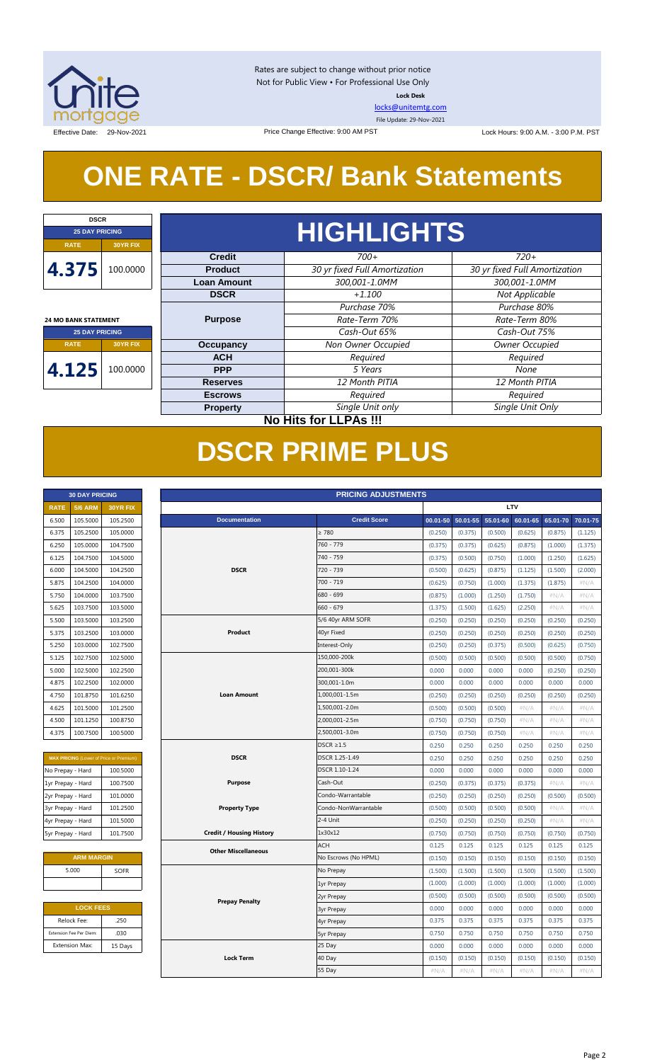Rates are subject to change without prior notice
Not for Public View • For Professional Use Only
**Lock Desk**
locks@unitemtg.com
File Update: 29-Nov-2021

Effective Date: 29-Nov-2021 | Price Change Effective: 9:00 AM PST | Lock Hours: 9:00 A.M. - 3:00 P.M. PST

# ONE RATE - DSCR/ Bank Statements

| DSCR | |
|---|---|
| 25 DAY PRICING | |
| RATE | 30YR FIX |
| 4.375 | 100.0000 |

| 24 MO BANK STATEMENT | |
|---|---|
| 25 DAY PRICING | |
| RATE | 30YR FIX |
| 4.125 | 100.0000 |

## HIGHLIGHTS

| | | |
|---|---|---|
| **Credit** | *700+* | *720+* |
| **Product** | *30 yr fixed Full Amortization* | *30 yr fixed Full Amortization* |
| **Loan Amount** | *300,001-1.0MM* | *300,001-1.0MM* |
| **DSCR** | *+1.100* | *Not Applicable* |
| **Purpose** | *Purchase 70%* | *Purchase 80%* |
| | *Rate-Term 70%* | *Rate-Term 80%* |
| | *Cash-Out 65%* | *Cash-Out 75%* |
| **Occupancy** | *Non Owner Occupied* | *Owner Occupied* |
| **ACH** | *Required* | *Required* |
| **PPP** | *5 Years* | *None* |
| **Reserves** | *12 Month PITIA* | *12 Month PITIA* |
| **Escrows** | *Required* | *Required* |
| **Property** | *Single Unit only* | *Single Unit Only* |

**No Hits for LLPAs !!!**

# DSCR PRIME PLUS

| 30 DAY PRICING | | |
|---|---|---|
| RATE | 5/6 ARM | 30YR FIX |
| 6.500 | 105.5000 | 105.2500 |
| 6.375 | 105.2500 | 105.0000 |
| 6.250 | 105.0000 | 104.7500 |
| 6.125 | 104.7500 | 104.5000 |
| 6.000 | 104.5000 | 104.2500 |
| 5.875 | 104.2500 | 104.0000 |
| 5.750 | 104.0000 | 103.7500 |
| 5.625 | 103.7500 | 103.5000 |
| 5.500 | 103.5000 | 103.2500 |
| 5.375 | 103.2500 | 103.0000 |
| 5.250 | 103.0000 | 102.7500 |
| 5.125 | 102.7500 | 102.5000 |
| 5.000 | 102.5000 | 102.2500 |
| 4.875 | 102.2500 | 102.0000 |
| 4.750 | 101.8750 | 101.6250 |
| 4.625 | 101.5000 | 101.2500 |
| 4.500 | 101.1250 | 100.8750 |
| 4.375 | 100.7500 | 100.5000 |

| MAX PRICING (Lower of Price or Premium) | |
|---|---|
| No Prepay - Hard | 100.5000 |
| 1yr Prepay - Hard | 100.7500 |
| 2yr Prepay - Hard | 101.0000 |
| 3yr Prepay - Hard | 101.2500 |
| 4yr Prepay - Hard | 101.5000 |
| 5yr Prepay - Hard | 101.7500 |

| ARM MARGIN | |
|---|---|
| 5.000 | SOFR |

| LOCK FEES | |
|---|---|
| Relock Fee: | .250 |
| Extension Fee Per Diem: | .030 |
| Extension Max: | 15 Days |

| PRICING ADJUSTMENTS | | | | | | | |
|---|---|---|---|---|---|---|---|
| | | LTV | | | | | |
| Documentation | Credit Score | 00.01-50 | 50.01-55 | 55.01-60 | 60.01-65 | 65.01-70 | 70.01-75 |
| DSCR | ≥ 780 | (0.250) | (0.375) | (0.500) | (0.625) | (0.875) | (1.125) |
| | 760 - 779 | (0.375) | (0.375) | (0.625) | (0.875) | (1.000) | (1.375) |
| | 740 - 759 | (0.375) | (0.500) | (0.750) | (1.000) | (1.250) | (1.625) |
| | 720 - 739 | (0.500) | (0.625) | (0.875) | (1.125) | (1.500) | (2.000) |
| | 700 - 719 | (0.625) | (0.750) | (1.000) | (1.375) | (1.875) | #N/A |
| | 680 - 699 | (0.875) | (1.000) | (1.250) | (1.750) | #N/A | #N/A |
| | 660 - 679 | (1.375) | (1.500) | (1.625) | (2.250) | #N/A | #N/A |
| Product | 5/6 40yr ARM SOFR | (0.250) | (0.250) | (0.250) | (0.250) | (0.250) | (0.250) |
| | 40yr Fixed | (0.250) | (0.250) | (0.250) | (0.250) | (0.250) | (0.250) |
| | Interest-Only | (0.250) | (0.250) | (0.375) | (0.500) | (0.625) | (0.750) |
| Loan Amount | 150,000-200k | (0.500) | (0.500) | (0.500) | (0.500) | (0.500) | (0.750) |
| | 200,001-300k | 0.000 | 0.000 | 0.000 | 0.000 | (0.250) | (0.250) |
| | 300,001-1.0m | 0.000 | 0.000 | 0.000 | 0.000 | 0.000 | 0.000 |
| | 1,000,001-1.5m | (0.250) | (0.250) | (0.250) | (0.250) | (0.250) | (0.250) |
| | 1,500,001-2.0m | (0.500) | (0.500) | (0.500) | #N/A | #N/A | #N/A |
| | 2,000,001-2.5m | (0.750) | (0.750) | (0.750) | #N/A | #N/A | #N/A |
| | 2,500,001-3.0m | (0.750) | (0.750) | (0.750) | #N/A | #N/A | #N/A |
| DSCR | DSCR ≥1.5 | 0.250 | 0.250 | 0.250 | 0.250 | 0.250 | 0.250 |
| | DSCR 1.25-1.49 | 0.250 | 0.250 | 0.250 | 0.250 | 0.250 | 0.250 |
| | DSCR 1.10-1.24 | 0.000 | 0.000 | 0.000 | 0.000 | 0.000 | 0.000 |
| Purpose | Cash-Out | (0.250) | (0.375) | (0.375) | (0.375) | #N/A | #N/A |
| Property Type | Condo-Warrantable | (0.250) | (0.250) | (0.250) | (0.250) | (0.500) | (0.500) |
| | Condo-NonWarrantable | (0.500) | (0.500) | (0.500) | (0.500) | #N/A | #N/A |
| | 2-4 Unit | (0.250) | (0.250) | (0.250) | (0.250) | #N/A | #N/A |
| Credit / Housing History | 1x30x12 | (0.750) | (0.750) | (0.750) | (0.750) | (0.750) | (0.750) |
| Other Miscellaneous | ACH | 0.125 | 0.125 | 0.125 | 0.125 | 0.125 | 0.125 |
| | No Escrows (No HPML) | (0.150) | (0.150) | (0.150) | (0.150) | (0.150) | (0.150) |
| Prepay Penalty | No Prepay | (1.500) | (1.500) | (1.500) | (1.500) | (1.500) | (1.500) |
| | 1yr Prepay | (1.000) | (1.000) | (1.000) | (1.000) | (1.000) | (1.000) |
| | 2yr Prepay | (0.500) | (0.500) | (0.500) | (0.500) | (0.500) | (0.500) |
| | 3yr Prepay | 0.000 | 0.000 | 0.000 | 0.000 | 0.000 | 0.000 |
| | 4yr Prepay | 0.375 | 0.375 | 0.375 | 0.375 | 0.375 | 0.375 |
| | 5yr Prepay | 0.750 | 0.750 | 0.750 | 0.750 | 0.750 | 0.750 |
| Lock Term | 25 Day | 0.000 | 0.000 | 0.000 | 0.000 | 0.000 | 0.000 |
| | 40 Day | (0.150) | (0.150) | (0.150) | (0.150) | (0.150) | (0.150) |
| | 55 Day | #N/A | #N/A | #N/A | #N/A | #N/A | #N/A |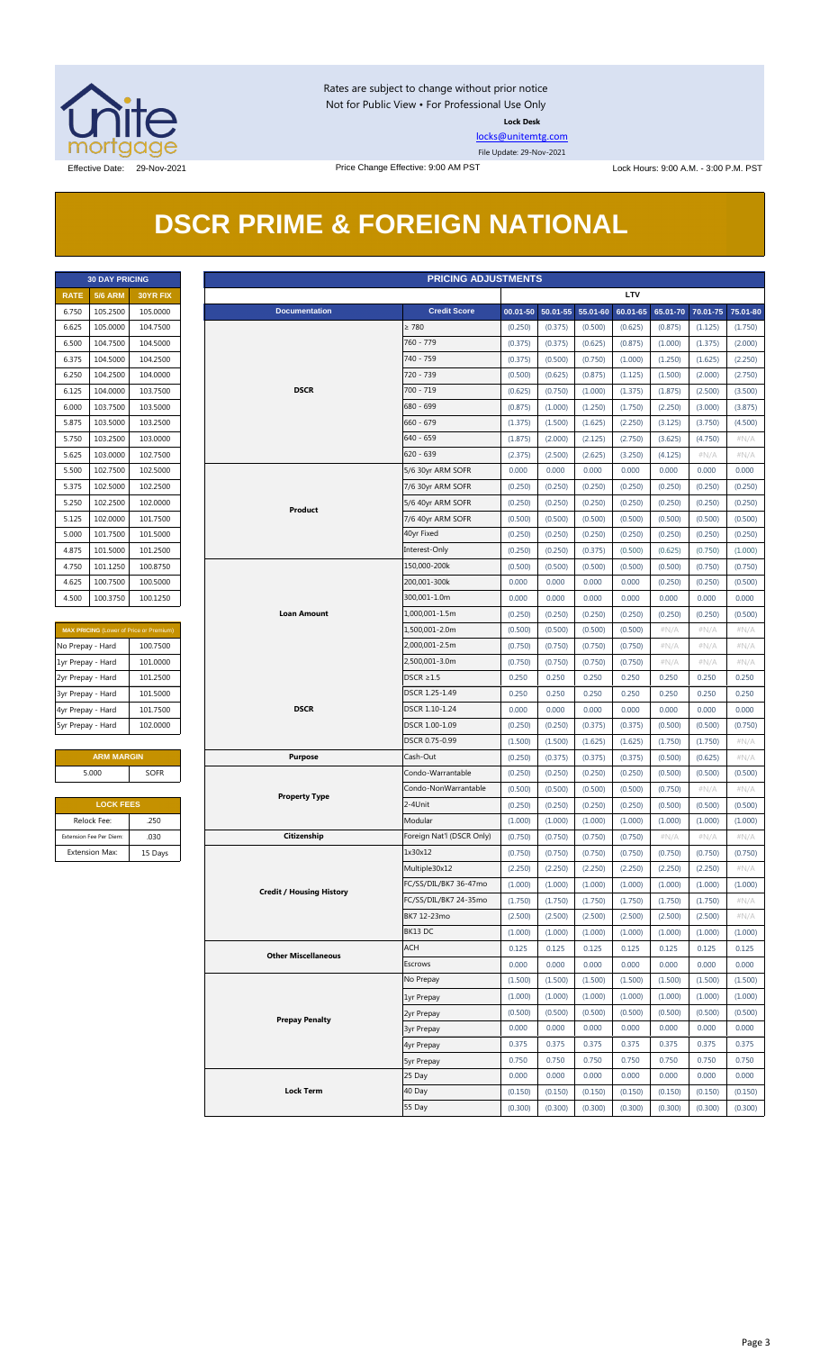Rates are subject to change without prior notice
Not for Public View • For Professional Use Only

**Lock Desk**

locks@unitemtg.com

File Update: 29-Nov-2021

Effective Date: 29-Nov-2021

Price Change Effective: 9:00 AM PST

Lock Hours: 9:00 A.M. - 3:00 P.M. PST

# DSCR PRIME & FOREIGN NATIONAL

| 30 DAY PRICING | | |
|---|---|---|
| RATE | 5/6 ARM | 30YR FIX |
| 6.750 | 105.2500 | 105.0000 |
| 6.625 | 105.0000 | 104.7500 |
| 6.500 | 104.7500 | 104.5000 |
| 6.375 | 104.5000 | 104.2500 |
| 6.250 | 104.2500 | 104.0000 |
| 6.125 | 104.0000 | 103.7500 |
| 6.000 | 103.7500 | 103.5000 |
| 5.875 | 103.5000 | 103.2500 |
| 5.750 | 103.2500 | 103.0000 |
| 5.625 | 103.0000 | 102.7500 |
| 5.500 | 102.7500 | 102.5000 |
| 5.375 | 102.5000 | 102.2500 |
| 5.250 | 102.2500 | 102.0000 |
| 5.125 | 102.0000 | 101.7500 |
| 5.000 | 101.7500 | 101.5000 |
| 4.875 | 101.5000 | 101.2500 |
| 4.750 | 101.1250 | 100.8750 |
| 4.625 | 100.7500 | 100.5000 |
| 4.500 | 100.3750 | 100.1250 |

| MAX PRICING (Lower of Price or Premium) | |
|---|---|
| No Prepay - Hard | 100.7500 |
| 1yr Prepay - Hard | 101.0000 |
| 2yr Prepay - Hard | 101.2500 |
| 3yr Prepay - Hard | 101.5000 |
| 4yr Prepay - Hard | 101.7500 |
| 5yr Prepay - Hard | 102.0000 |

| ARM MARGIN | |
|---|---|
| 5.000 | SOFR |

| LOCK FEES | |
|---|---|
| Relock Fee: | .250 |
| Extension Fee Per Diem: | .030 |
| Extension Max: | 15 Days |

| PRICING ADJUSTMENTS | | | | | | | | |
|---|---|---|---|---|---|---|---|---|
| | | LTV | | | | | | |
| Documentation | Credit Score | 00.01-50 | 50.01-55 | 55.01-60 | 60.01-65 | 65.01-70 | 70.01-75 | 75.01-80 |
| DSCR | ≥ 780 | (0.250) | (0.375) | (0.500) | (0.625) | (0.875) | (1.125) | (1.750) |
| | 760 - 779 | (0.375) | (0.375) | (0.625) | (0.875) | (1.000) | (1.375) | (2.000) |
| | 740 - 759 | (0.375) | (0.500) | (0.750) | (1.000) | (1.250) | (1.625) | (2.250) |
| | 720 - 739 | (0.500) | (0.625) | (0.875) | (1.125) | (1.500) | (2.000) | (2.750) |
| | 700 - 719 | (0.625) | (0.750) | (1.000) | (1.375) | (1.875) | (2.500) | (3.500) |
| | 680 - 699 | (0.875) | (1.000) | (1.250) | (1.750) | (2.250) | (3.000) | (3.875) |
| | 660 - 679 | (1.375) | (1.500) | (1.625) | (2.250) | (3.125) | (3.750) | (4.500) |
| | 640 - 659 | (1.875) | (2.000) | (2.125) | (2.750) | (3.625) | (4.750) | #N/A |
| | 620 - 639 | (2.375) | (2.500) | (2.625) | (3.250) | (4.125) | #N/A | #N/A |
| Product | 5/6 30yr ARM SOFR | 0.000 | 0.000 | 0.000 | 0.000 | 0.000 | 0.000 | 0.000 |
| | 7/6 30yr ARM SOFR | (0.250) | (0.250) | (0.250) | (0.250) | (0.250) | (0.250) | (0.250) |
| | 5/6 40yr ARM SOFR | (0.250) | (0.250) | (0.250) | (0.250) | (0.250) | (0.250) | (0.250) |
| | 7/6 40yr ARM SOFR | (0.500) | (0.500) | (0.500) | (0.500) | (0.500) | (0.500) | (0.500) |
| | 40yr Fixed | (0.250) | (0.250) | (0.250) | (0.250) | (0.250) | (0.250) | (0.250) |
| | Interest-Only | (0.250) | (0.250) | (0.375) | (0.500) | (0.625) | (0.750) | (1.000) |
| Loan Amount | 150,000-200k | (0.500) | (0.500) | (0.500) | (0.500) | (0.500) | (0.750) | (0.750) |
| | 200,001-300k | 0.000 | 0.000 | 0.000 | 0.000 | (0.250) | (0.250) | (0.500) |
| | 300,001-1.0m | 0.000 | 0.000 | 0.000 | 0.000 | 0.000 | 0.000 | 0.000 |
| | 1,000,001-1.5m | (0.250) | (0.250) | (0.250) | (0.250) | (0.250) | (0.250) | (0.500) |
| | 1,500,001-2.0m | (0.500) | (0.500) | (0.500) | (0.500) | #N/A | #N/A | #N/A |
| | 2,000,001-2.5m | (0.750) | (0.750) | (0.750) | (0.750) | #N/A | #N/A | #N/A |
| | 2,500,001-3.0m | (0.750) | (0.750) | (0.750) | (0.750) | #N/A | #N/A | #N/A |
| DSCR | DSCR ≥1.5 | 0.250 | 0.250 | 0.250 | 0.250 | 0.250 | 0.250 | 0.250 |
| | DSCR 1.25-1.49 | 0.250 | 0.250 | 0.250 | 0.250 | 0.250 | 0.250 | 0.250 |
| | DSCR 1.10-1.24 | 0.000 | 0.000 | 0.000 | 0.000 | 0.000 | 0.000 | 0.000 |
| | DSCR 1.00-1.09 | (0.250) | (0.250) | (0.375) | (0.375) | (0.500) | (0.500) | (0.750) |
| | DSCR 0.75-0.99 | (1.500) | (1.500) | (1.625) | (1.625) | (1.750) | (1.750) | #N/A |
| Purpose | Cash-Out | (0.250) | (0.375) | (0.375) | (0.375) | (0.500) | (0.625) | #N/A |
| Property Type | Condo-Warrantable | (0.250) | (0.250) | (0.250) | (0.250) | (0.500) | (0.500) | (0.500) |
| | Condo-NonWarrantable | (0.500) | (0.500) | (0.500) | (0.500) | (0.750) | #N/A | #N/A |
| | 2-4Unit | (0.250) | (0.250) | (0.250) | (0.250) | (0.500) | (0.500) | (0.500) |
| | Modular | (1.000) | (1.000) | (1.000) | (1.000) | (1.000) | (1.000) | (1.000) |
| Citizenship | Foreign Nat'l (DSCR Only) | (0.750) | (0.750) | (0.750) | (0.750) | #N/A | #N/A | #N/A |
| Credit / Housing History | 1x30x12 | (0.750) | (0.750) | (0.750) | (0.750) | (0.750) | (0.750) | (0.750) |
| | Multiple30x12 | (2.250) | (2.250) | (2.250) | (2.250) | (2.250) | (2.250) | #N/A |
| | FC/SS/DIL/BK7 36-47mo | (1.000) | (1.000) | (1.000) | (1.000) | (1.000) | (1.000) | (1.000) |
| | FC/SS/DIL/BK7 24-35mo | (1.750) | (1.750) | (1.750) | (1.750) | (1.750) | (1.750) | #N/A |
| | BK7 12-23mo | (2.500) | (2.500) | (2.500) | (2.500) | (2.500) | (2.500) | #N/A |
| | BK13 DC | (1.000) | (1.000) | (1.000) | (1.000) | (1.000) | (1.000) | (1.000) |
| Other Miscellaneous | ACH | 0.125 | 0.125 | 0.125 | 0.125 | 0.125 | 0.125 | 0.125 |
| | Escrows | 0.000 | 0.000 | 0.000 | 0.000 | 0.000 | 0.000 | 0.000 |
| Prepay Penalty | No Prepay | (1.500) | (1.500) | (1.500) | (1.500) | (1.500) | (1.500) | (1.500) |
| | 1yr Prepay | (1.000) | (1.000) | (1.000) | (1.000) | (1.000) | (1.000) | (1.000) |
| | 2yr Prepay | (0.500) | (0.500) | (0.500) | (0.500) | (0.500) | (0.500) | (0.500) |
| | 3yr Prepay | 0.000 | 0.000 | 0.000 | 0.000 | 0.000 | 0.000 | 0.000 |
| | 4yr Prepay | 0.375 | 0.375 | 0.375 | 0.375 | 0.375 | 0.375 | 0.375 |
| | 5yr Prepay | 0.750 | 0.750 | 0.750 | 0.750 | 0.750 | 0.750 | 0.750 |
| Lock Term | 25 Day | 0.000 | 0.000 | 0.000 | 0.000 | 0.000 | 0.000 | 0.000 |
| | 40 Day | (0.150) | (0.150) | (0.150) | (0.150) | (0.150) | (0.150) | (0.150) |
| | 55 Day | (0.300) | (0.300) | (0.300) | (0.300) | (0.300) | (0.300) | (0.300) |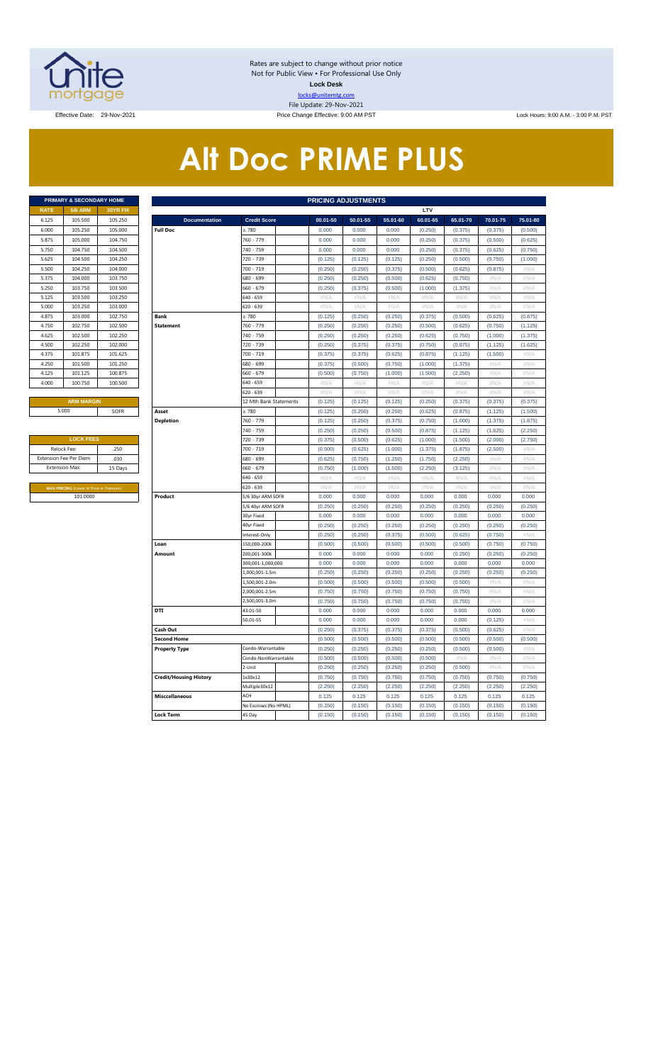Rates are subject to change without prior notice
Not for Public View • For Professional Use Only
**Lock Desk**
locks@unitemtg.com
File Update: 29-Nov-2021

Effective Date: 29-Nov-2021 | Price Change Effective: 9:00 AM PST | Lock Hours: 9:00 A.M. - 3:00 P.M. PST

# Alt Doc PRIME PLUS

| PRIMARY & SECONDARY HOME | | |
|---|---|---|
| RATE | 5/6 ARM | 30YR FIX |
| 6.125 | 105.500 | 105.250 |
| 6.000 | 105.250 | 105.000 |
| 5.875 | 105.000 | 104.750 |
| 5.750 | 104.750 | 104.500 |
| 5.625 | 104.500 | 104.250 |
| 5.500 | 104.250 | 104.000 |
| 5.375 | 104.000 | 103.750 |
| 5.250 | 103.750 | 103.500 |
| 5.125 | 103.500 | 103.250 |
| 5.000 | 103.250 | 103.000 |
| 4.875 | 103.000 | 102.750 |
| 4.750 | 102.750 | 102.500 |
| 4.625 | 102.500 | 102.250 |
| 4.500 | 102.250 | 102.000 |
| 4.375 | 101.875 | 101.625 |
| 4.250 | 101.500 | 101.250 |
| 4.125 | 101.125 | 100.875 |
| 4.000 | 100.750 | 100.500 |

| ARM MARGIN | |
|---|---|
| 5.000 | SOFR |

| LOCK FEES | |
|---|---|
| Relock Fee: | .250 |
| Extension Fee Per Diem | .030 |
| Extension Max: | 15 Days |

| MAX PRICING (Lower of Price or Premium) |
|---|
| 101.0000 |

| PRICING ADJUSTMENTS | | | | | | | | | |
|---|---|---|---|---|---|---|---|---|---|
| | | | LTV | | | | | | |
| Documentation | Credit Score | | 00.01-50 | 50.01-55 | 55.01-60 | 60.01-65 | 65.01-70 | 70.01-75 | 75.01-80 |
| Full Doc | ≥ 780 | | 0.000 | 0.000 | 0.000 | (0.250) | (0.375) | (0.375) | (0.500) |
| | 760 - 779 | | 0.000 | 0.000 | 0.000 | (0.250) | (0.375) | (0.500) | (0.625) |
| | 740 - 759 | | 0.000 | 0.000 | 0.000 | (0.250) | (0.375) | (0.625) | (0.750) |
| | 720 - 739 | | (0.125) | (0.125) | (0.125) | (0.250) | (0.500) | (0.750) | (1.000) |
| | 700 - 719 | | (0.250) | (0.250) | (0.375) | (0.500) | (0.625) | (0.875) | #N/A |
| | 680 - 699 | | (0.250) | (0.250) | (0.500) | (0.625) | (0.750) | #N/A | #N/A |
| | 660 - 679 | | (0.250) | (0.375) | (0.500) | (1.000) | (1.375) | #N/A | #N/A |
| | 640 - 659 | | #N/A | #N/A | #N/A | #N/A | #N/A | #N/A | #N/A |
| | 620 - 639 | | #N/A | #N/A | #N/A | #N/A | #N/A | #N/A | #N/A |
| Bank Statement | ≥ 780 | | (0.125) | (0.250) | (0.250) | (0.375) | (0.500) | (0.625) | (0.875) |
| | 760 - 779 | | (0.250) | (0.250) | (0.250) | (0.500) | (0.625) | (0.750) | (1.125) |
| | 740 - 759 | | (0.250) | (0.250) | (0.250) | (0.625) | (0.750) | (1.000) | (1.375) |
| | 720 - 739 | | (0.250) | (0.375) | (0.375) | (0.750) | (0.875) | (1.125) | (1.625) |
| | 700 - 719 | | (0.375) | (0.375) | (0.625) | (0.875) | (1.125) | (1.500) | #N/A |
| | 680 - 699 | | (0.375) | (0.500) | (0.750) | (1.000) | (1.375) | #N/A | #N/A |
| | 660 - 679 | | (0.500) | (0.750) | (1.000) | (1.500) | (2.250) | #N/A | #N/A |
| | 640 - 659 | | #N/A | #N/A | #N/A | #N/A | #N/A | #N/A | #N/A |
| | 620 - 639 | | #N/A | #N/A | #N/A | #N/A | #N/A | #N/A | #N/A |
| | 12 Mth Bank Statements | | (0.125) | (0.125) | (0.125) | (0.250) | (0.375) | (0.375) | (0.375) |
| Asset Depletion | ≥ 780 | | (0.125) | (0.250) | (0.250) | (0.625) | (0.875) | (1.125) | (1.500) |
| | 760 - 779 | | (0.125) | (0.250) | (0.375) | (0.750) | (1.000) | (1.375) | (1.875) |
| | 740 - 759 | | (0.250) | (0.250) | (0.500) | (0.875) | (1.125) | (1.625) | (2.250) |
| | 720 - 739 | | (0.375) | (0.500) | (0.625) | (1.000) | (1.500) | (2.000) | (2.750) |
| | 700 - 719 | | (0.500) | (0.625) | (1.000) | (1.375) | (1.875) | (2.500) | #N/A |
| | 680 - 699 | | (0.625) | (0.750) | (1.250) | (1.750) | (2.250) | #N/A | #N/A |
| | 660 - 679 | | (0.750) | (1.000) | (1.500) | (2.250) | (3.125) | #N/A | #N/A |
| | 640 - 659 | | #N/A | #N/A | #N/A | #N/A | #N/A | #N/A | #N/A |
| | 620 - 639 | | #N/A | #N/A | #N/A | #N/A | #N/A | #N/A | #N/A |
| Product | 5/6 30yr ARM SOFR | | 0.000 | 0.000 | 0.000 | 0.000 | 0.000 | 0.000 | 0.000 |
| | 5/6 40yr ARM SOFR | | (0.250) | (0.250) | (0.250) | (0.250) | (0.250) | (0.250) | (0.250) |
| | 30yr Fixed | | 0.000 | 0.000 | 0.000 | 0.000 | 0.000 | 0.000 | 0.000 |
| | 40yr Fixed | | (0.250) | (0.250) | (0.250) | (0.250) | (0.250) | (0.250) | (0.250) |
| | Interest-Only | | (0.250) | (0.250) | (0.375) | (0.500) | (0.625) | (0.750) | #N/A |
| Loan Amount | 150,000-200k | | (0.500) | (0.500) | (0.500) | (0.500) | (0.500) | (0.750) | (0.750) |
| | 200,001-300k | | 0.000 | 0.000 | 0.000 | 0.000 | (0.250) | (0.250) | (0.250) |
| | 300,001-1,000,000 | | 0.000 | 0.000 | 0.000 | 0.000 | 0.000 | 0.000 | 0.000 |
| | 1,000,001-1.5m | | (0.250) | (0.250) | (0.250) | (0.250) | (0.250) | (0.250) | (0.250) |
| | 1,500,001-2.0m | | (0.500) | (0.500) | (0.500) | (0.500) | (0.500) | #N/A | #N/A |
| | 2,000,001-2.5m | | (0.750) | (0.750) | (0.750) | (0.750) | (0.750) | #N/A | #N/A |
| | 2,500,001-3.0m | | (0.750) | (0.750) | (0.750) | (0.750) | (0.750) | #N/A | #N/A |
| DTI | 43.01-50 | | 0.000 | 0.000 | 0.000 | 0.000 | 0.000 | 0.000 | 0.000 |
| | 50.01-55 | | 0.000 | 0.000 | 0.000 | 0.000 | 0.000 | (0.125) | #N/A |
| Cash Out | | | (0.250) | (0.375) | (0.375) | (0.375) | (0.500) | (0.625) | #N/A |
| Second Home | | | (0.500) | (0.500) | (0.500) | (0.500) | (0.500) | (0.500) | (0.500) |
| Property Type | Condo-Warrantable | | (0.250) | (0.250) | (0.250) | (0.250) | (0.500) | (0.500) | #N/A |
| | Condo-NonWarrantable | | (0.500) | (0.500) | (0.500) | (0.500) | #N/A | #N/A | #N/A |
| | 2-Unit | | (0.250) | (0.250) | (0.250) | (0.250) | (0.500) | #N/A | #N/A |
| Credit/Housing History | 1x30x12 | | (0.750) | (0.750) | (0.750) | (0.750) | (0.750) | (0.750) | (0.750) |
| | Multiple30x12 | | (2.250) | (2.250) | (2.250) | (2.250) | (2.250) | (2.250) | (2.250) |
| Misccellaneous | ACH | | 0.125 | 0.125 | 0.125 | 0.125 | 0.125 | 0.125 | 0.125 |
| | No Escrows (No HPML) | | (0.150) | (0.150) | (0.150) | (0.150) | (0.150) | (0.150) | (0.150) |
| Lock Term | 45 Day | | (0.150) | (0.150) | (0.150) | (0.150) | (0.150) | (0.150) | (0.150) |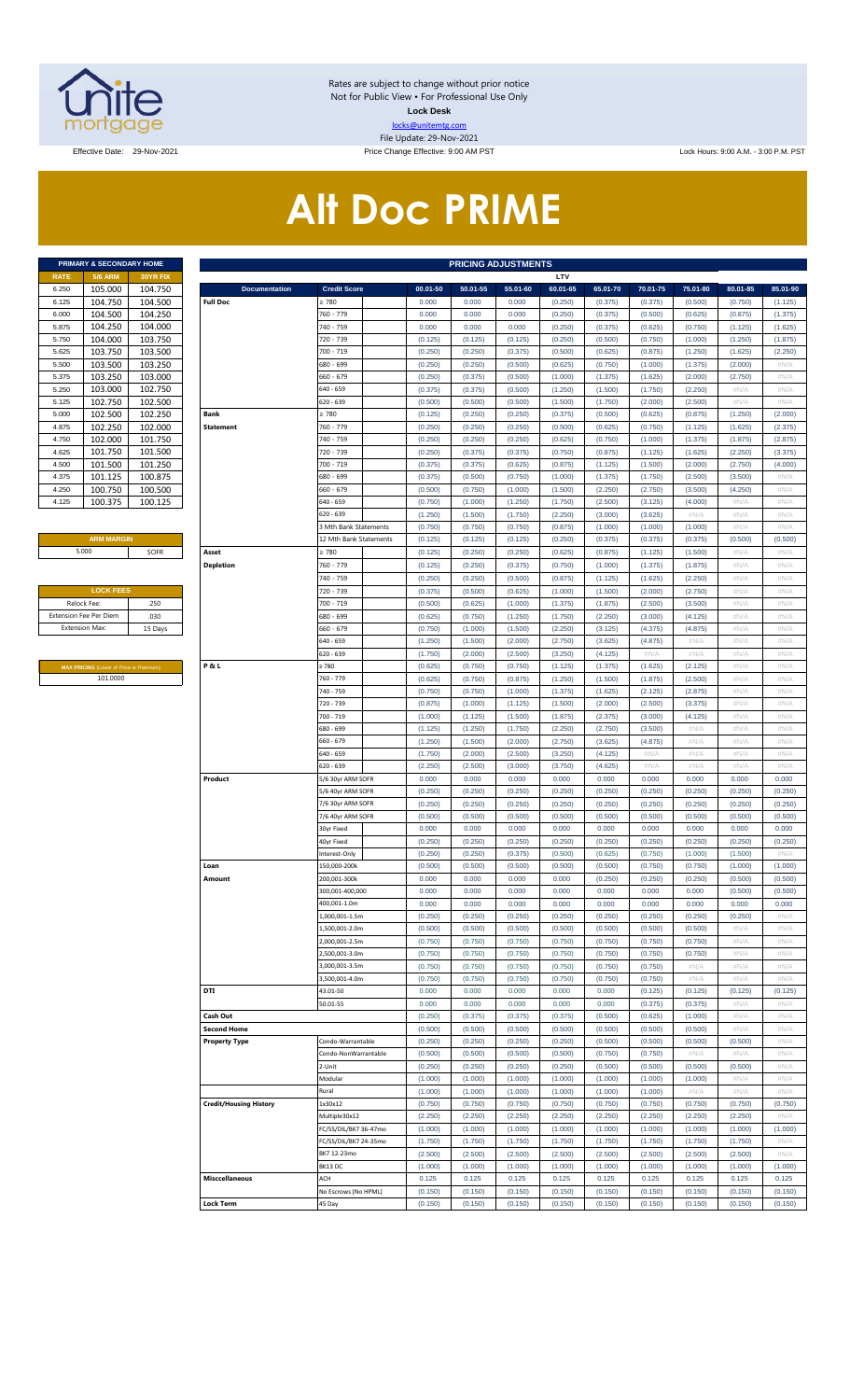Rates are subject to change without prior notice
Not for Public View • For Professional Use Only
**Lock Desk**
locks@unitemtg.com
File Update: 29-Nov-2021

Effective Date: 29-Nov-2021 | Price Change Effective: 9:00 AM PST | Lock Hours: 9:00 A.M. - 3:00 P.M. PST

# Alt Doc PRIME

| PRIMARY & SECONDARY HOME | | |
|---|---|---|
| RATE | 5/6 ARM | 30YR FIX |
| 6.250 | 105.000 | 104.750 |
| 6.125 | 104.750 | 104.500 |
| 6.000 | 104.500 | 104.250 |
| 5.875 | 104.250 | 104.000 |
| 5.750 | 104.000 | 103.750 |
| 5.625 | 103.750 | 103.500 |
| 5.500 | 103.500 | 103.250 |
| 5.375 | 103.250 | 103.000 |
| 5.250 | 103.000 | 102.750 |
| 5.125 | 102.750 | 102.500 |
| 5.000 | 102.500 | 102.250 |
| 4.875 | 102.250 | 102.000 |
| 4.750 | 102.000 | 101.750 |
| 4.625 | 101.750 | 101.500 |
| 4.500 | 101.500 | 101.250 |
| 4.375 | 101.125 | 100.875 |
| 4.250 | 100.750 | 100.500 |
| 4.125 | 100.375 | 100.125 |

| ARM MARGIN | |
|---|---|
| 5.000 | SOFR |

| LOCK FEES | |
|---|---|
| Relock Fee: | .250 |
| Extension Fee Per Diem | .030 |
| Extension Max: | 15 Days |

| MAX PRICING (Lower of Price or Premium) |
|---|
| 101.0000 |

| PRICING ADJUSTMENTS | | | | | | | | | | |
|---|---|---|---|---|---|---|---|---|---|---|
| | | LTV | | | | | | | | |
| Documentation | Credit Score | 00.01-50 | 50.01-55 | 55.01-60 | 60.01-65 | 65.01-70 | 70.01-75 | 75.01-80 | 80.01-85 | 85.01-90 |
| Full Doc | ≥ 780 | 0.000 | 0.000 | 0.000 | (0.250) | (0.375) | (0.375) | (0.500) | (0.750) | (1.125) |
| | 760 - 779 | 0.000 | 0.000 | 0.000 | (0.250) | (0.375) | (0.500) | (0.625) | (0.875) | (1.375) |
| | 740 - 759 | 0.000 | 0.000 | 0.000 | (0.250) | (0.375) | (0.625) | (0.750) | (1.125) | (1.625) |
| | 720 - 739 | (0.125) | (0.125) | (0.125) | (0.250) | (0.500) | (0.750) | (1.000) | (1.250) | (1.875) |
| | 700 - 719 | (0.250) | (0.250) | (0.375) | (0.500) | (0.625) | (0.875) | (1.250) | (1.625) | (2.250) |
| | 680 - 699 | (0.250) | (0.250) | (0.500) | (0.625) | (0.750) | (1.000) | (1.375) | (2.000) | #N/A |
| | 660 - 679 | (0.250) | (0.375) | (0.500) | (1.000) | (1.375) | (1.625) | (2.000) | (2.750) | #N/A |
| | 640 - 659 | (0.375) | (0.375) | (0.500) | (1.250) | (1.500) | (1.750) | (2.250) | #N/A | #N/A |
| | 620 - 639 | (0.500) | (0.500) | (0.500) | (1.500) | (1.750) | (2.000) | (2.500) | #N/A | #N/A |
| Bank Statement | ≥ 780 | (0.125) | (0.250) | (0.250) | (0.375) | (0.500) | (0.625) | (0.875) | (1.250) | (2.000) |
| | 760 - 779 | (0.250) | (0.250) | (0.250) | (0.500) | (0.625) | (0.750) | (1.125) | (1.625) | (2.375) |
| | 740 - 759 | (0.250) | (0.250) | (0.250) | (0.625) | (0.750) | (1.000) | (1.375) | (1.875) | (2.875) |
| | 720 - 739 | (0.250) | (0.375) | (0.375) | (0.750) | (0.875) | (1.125) | (1.625) | (2.250) | (3.375) |
| | 700 - 719 | (0.375) | (0.375) | (0.625) | (0.875) | (1.125) | (1.500) | (2.000) | (2.750) | (4.000) |
| | 680 - 699 | (0.375) | (0.500) | (0.750) | (1.000) | (1.375) | (1.750) | (2.500) | (3.500) | #N/A |
| | 660 - 679 | (0.500) | (0.750) | (1.000) | (1.500) | (2.250) | (2.750) | (3.500) | (4.250) | #N/A |
| | 640 - 659 | (0.750) | (1.000) | (1.250) | (1.750) | (2.500) | (3.125) | (4.000) | #N/A | #N/A |
| | 620 - 639 | (1.250) | (1.500) | (1.750) | (2.250) | (3.000) | (3.625) | #N/A | #N/A | #N/A |
| | 3 Mth Bank Statements | (0.750) | (0.750) | (0.750) | (0.875) | (1.000) | (1.000) | (1.000) | #N/A | #N/A |
| | 12 Mth Bank Statements | (0.125) | (0.125) | (0.125) | (0.250) | (0.375) | (0.375) | (0.375) | (0.500) | (0.500) |
| Asset Depletion | ≥ 780 | (0.125) | (0.250) | (0.250) | (0.625) | (0.875) | (1.125) | (1.500) | #N/A | #N/A |
| | 760 - 779 | (0.125) | (0.250) | (0.375) | (0.750) | (1.000) | (1.375) | (1.875) | #N/A | #N/A |
| | 740 - 759 | (0.250) | (0.250) | (0.500) | (0.875) | (1.125) | (1.625) | (2.250) | #N/A | #N/A |
| | 720 - 739 | (0.375) | (0.500) | (0.625) | (1.000) | (1.500) | (2.000) | (2.750) | #N/A | #N/A |
| | 700 - 719 | (0.500) | (0.625) | (1.000) | (1.375) | (1.875) | (2.500) | (3.500) | #N/A | #N/A |
| | 680 - 699 | (0.625) | (0.750) | (1.250) | (1.750) | (2.250) | (3.000) | (4.125) | #N/A | #N/A |
| | 660 - 679 | (0.750) | (1.000) | (1.500) | (2.250) | (3.125) | (4.375) | (4.875) | #N/A | #N/A |
| | 640 - 659 | (1.250) | (1.500) | (2.000) | (2.750) | (3.625) | (4.875) | #N/A | #N/A | #N/A |
| | 620 - 639 | (1.750) | (2.000) | (2.500) | (3.250) | (4.125) | #N/A | #N/A | #N/A | #N/A |
| P & L | ≥ 780 | (0.625) | (0.750) | (0.750) | (1.125) | (1.375) | (1.625) | (2.125) | #N/A | #N/A |
| | 760 - 779 | (0.625) | (0.750) | (0.875) | (1.250) | (1.500) | (1.875) | (2.500) | #N/A | #N/A |
| | 740 - 759 | (0.750) | (0.750) | (1.000) | (1.375) | (1.625) | (2.125) | (2.875) | #N/A | #N/A |
| | 720 - 739 | (0.875) | (1.000) | (1.125) | (1.500) | (2.000) | (2.500) | (3.375) | #N/A | #N/A |
| | 700 - 719 | (1.000) | (1.125) | (1.500) | (1.875) | (2.375) | (3.000) | (4.125) | #N/A | #N/A |
| | 680 - 699 | (1.125) | (1.250) | (1.750) | (2.250) | (2.750) | (3.500) | #N/A | #N/A | #N/A |
| | 660 - 679 | (1.250) | (1.500) | (2.000) | (2.750) | (3.625) | (4.875) | #N/A | #N/A | #N/A |
| | 640 - 659 | (1.750) | (2.000) | (2.500) | (3.250) | (4.125) | #N/A | #N/A | #N/A | #N/A |
| | 620 - 639 | (2.250) | (2.500) | (3.000) | (3.750) | (4.625) | #N/A | #N/A | #N/A | #N/A |
| Product | 5/6 30yr ARM SOFR | 0.000 | 0.000 | 0.000 | 0.000 | 0.000 | 0.000 | 0.000 | 0.000 | 0.000 |
| | 5/6 40yr ARM SOFR | (0.250) | (0.250) | (0.250) | (0.250) | (0.250) | (0.250) | (0.250) | (0.250) | (0.250) |
| | 7/6 30yr ARM SOFR | (0.250) | (0.250) | (0.250) | (0.250) | (0.250) | (0.250) | (0.250) | (0.250) | (0.250) |
| | 7/6 40yr ARM SOFR | (0.500) | (0.500) | (0.500) | (0.500) | (0.500) | (0.500) | (0.500) | (0.500) | (0.500) |
| | 30yr Fixed | 0.000 | 0.000 | 0.000 | 0.000 | 0.000 | 0.000 | 0.000 | 0.000 | 0.000 |
| | 40yr Fixed | (0.250) | (0.250) | (0.250) | (0.250) | (0.250) | (0.250) | (0.250) | (0.250) | (0.250) |
| | Interest-Only | (0.250) | (0.250) | (0.375) | (0.500) | (0.625) | (0.750) | (1.000) | (1.500) | #N/A |
| Loan Amount | 150,000-200k | (0.500) | (0.500) | (0.500) | (0.500) | (0.500) | (0.750) | (0.750) | (1.000) | (1.000) |
| | 200,001-300k | 0.000 | 0.000 | 0.000 | 0.000 | (0.250) | (0.250) | (0.250) | (0.500) | (0.500) |
| | 300,001-400,000 | 0.000 | 0.000 | 0.000 | 0.000 | 0.000 | 0.000 | 0.000 | (0.500) | (0.500) |
| | 400,001-1.0m | 0.000 | 0.000 | 0.000 | 0.000 | 0.000 | 0.000 | 0.000 | 0.000 | 0.000 |
| | 1,000,001-1.5m | (0.250) | (0.250) | (0.250) | (0.250) | (0.250) | (0.250) | (0.250) | (0.250) | #N/A |
| | 1,500,001-2.0m | (0.500) | (0.500) | (0.500) | (0.500) | (0.500) | (0.500) | (0.500) | #N/A | #N/A |
| | 2,000,001-2.5m | (0.750) | (0.750) | (0.750) | (0.750) | (0.750) | (0.750) | (0.750) | #N/A | #N/A |
| | 2,500,001-3.0m | (0.750) | (0.750) | (0.750) | (0.750) | (0.750) | (0.750) | (0.750) | #N/A | #N/A |
| | 3,000,001-3.5m | (0.750) | (0.750) | (0.750) | (0.750) | (0.750) | (0.750) | #N/A | #N/A | #N/A |
| | 3,500,001-4.0m | (0.750) | (0.750) | (0.750) | (0.750) | (0.750) | (0.750) | #N/A | #N/A | #N/A |
| DTI | 43.01-50 | 0.000 | 0.000 | 0.000 | 0.000 | 0.000 | (0.125) | (0.125) | (0.125) | (0.125) |
| | 50.01-55 | 0.000 | 0.000 | 0.000 | 0.000 | 0.000 | (0.375) | (0.375) | #N/A | #N/A |
| Cash Out | | (0.250) | (0.375) | (0.375) | (0.375) | (0.500) | (0.625) | (1.000) | #N/A | #N/A |
| Second Home | | (0.500) | (0.500) | (0.500) | (0.500) | (0.500) | (0.500) | (0.500) | #N/A | #N/A |
| Property Type | Condo-Warrantable | (0.250) | (0.250) | (0.250) | (0.250) | (0.500) | (0.500) | (0.500) | (0.500) | #N/A |
| | Condo-NonWarrantable | (0.500) | (0.500) | (0.500) | (0.500) | (0.750) | (0.750) | #N/A | #N/A | #N/A |
| | 2-Unit | (0.250) | (0.250) | (0.250) | (0.250) | (0.500) | (0.500) | (0.500) | (0.500) | #N/A |
| | Modular | (1.000) | (1.000) | (1.000) | (1.000) | (1.000) | (1.000) | (1.000) | #N/A | #N/A |
| | Rural | (1.000) | (1.000) | (1.000) | (1.000) | (1.000) | (1.000) | #N/A | #N/A | #N/A |
| Credit/Housing History | 1x30x12 | (0.750) | (0.750) | (0.750) | (0.750) | (0.750) | (0.750) | (0.750) | (0.750) | (0.750) |
| | Multiple30x12 | (2.250) | (2.250) | (2.250) | (2.250) | (2.250) | (2.250) | (2.250) | (2.250) | #N/A |
| | FC/SS/DIL/BK7 36-47mo | (1.000) | (1.000) | (1.000) | (1.000) | (1.000) | (1.000) | (1.000) | (1.000) | (1.000) |
| | FC/SS/DIL/BK7 24-35mo | (1.750) | (1.750) | (1.750) | (1.750) | (1.750) | (1.750) | (1.750) | (1.750) | #N/A |
| | BK7 12-23mo | (2.500) | (2.500) | (2.500) | (2.500) | (2.500) | (2.500) | (2.500) | (2.500) | #N/A |
| | BK13 DC | (1.000) | (1.000) | (1.000) | (1.000) | (1.000) | (1.000) | (1.000) | (1.000) | (1.000) |
| Misccellaneous | ACH | 0.125 | 0.125 | 0.125 | 0.125 | 0.125 | 0.125 | 0.125 | 0.125 | 0.125 |
| | No Escrows (No HPML) | (0.150) | (0.150) | (0.150) | (0.150) | (0.150) | (0.150) | (0.150) | (0.150) | (0.150) |
| Lock Term | 45 Day | (0.150) | (0.150) | (0.150) | (0.150) | (0.150) | (0.150) | (0.150) | (0.150) | (0.150) |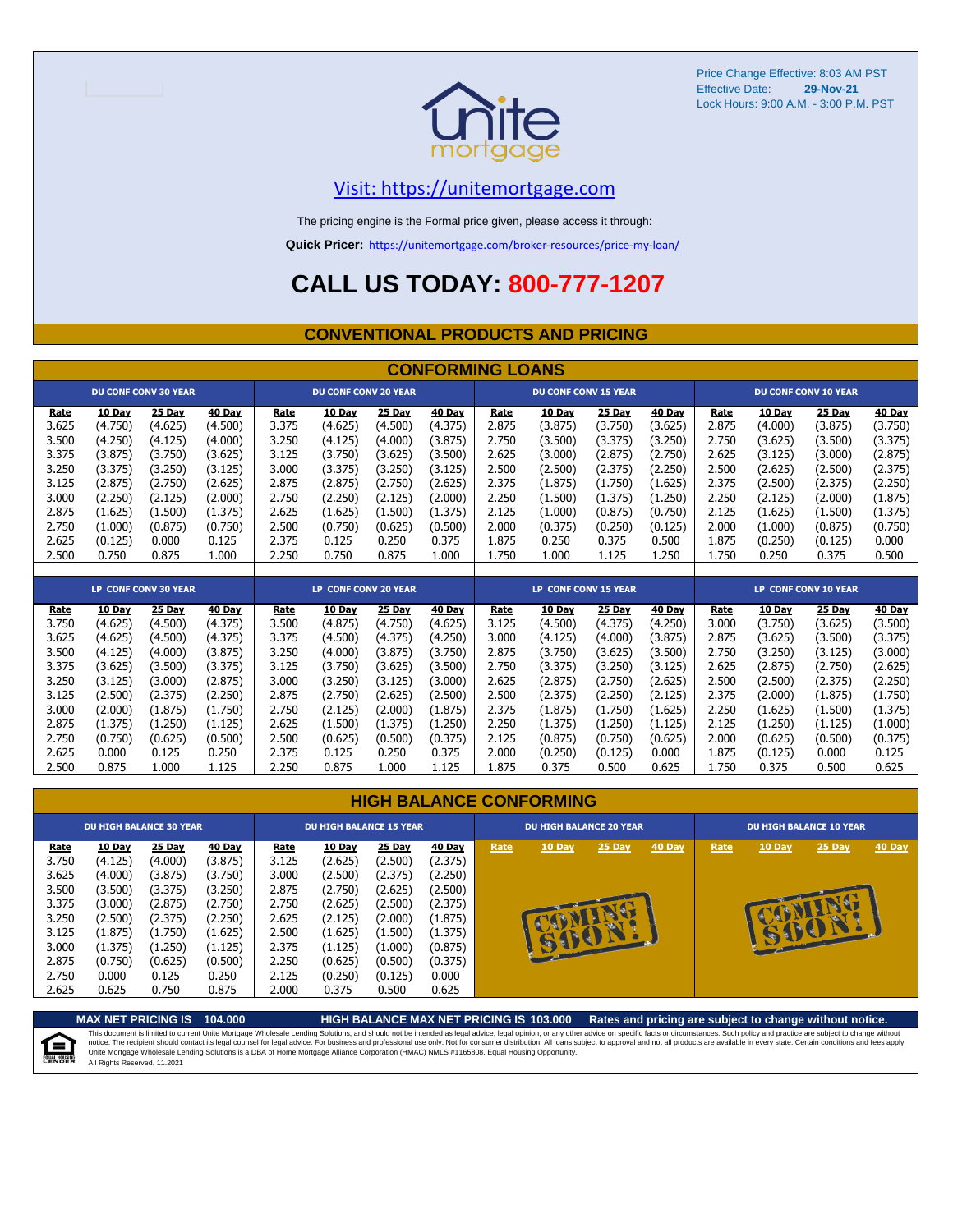Price Change Effective: 8:03 AM PST
Effective Date: 29-Nov-21
Lock Hours: 9:00 A.M. - 3:00 P.M. PST

Visit: https://unitemortgage.com

The pricing engine is the Formal price given, please access it through:

**Quick Pricer:** https://unitemortgage.com/broker-resources/price-my-loan/

# CALL US TODAY: 800-777-1207

## CONVENTIONAL PRODUCTS AND PRICING

### CONFORMING LOANS

| DU CONF CONV 30 YEAR | | | | DU CONF CONV 20 YEAR | | | | DU CONF CONV 15 YEAR | | | | DU CONF CONV 10 YEAR | | | |
|---|---|---|---|---|---|---|---|---|---|---|---|---|---|---|---|
| Rate | 10 Day | 25 Day | 40 Day | Rate | 10 Day | 25 Day | 40 Day | Rate | 10 Day | 25 Day | 40 Day | Rate | 10 Day | 25 Day | 40 Day |
| 3.625 | (4.750) | (4.625) | (4.500) | 3.375 | (4.625) | (4.500) | (4.375) | 2.875 | (3.875) | (3.750) | (3.625) | 2.875 | (4.000) | (3.875) | (3.750) |
| 3.500 | (4.250) | (4.125) | (4.000) | 3.250 | (4.125) | (4.000) | (3.875) | 2.750 | (3.500) | (3.375) | (3.250) | 2.750 | (3.625) | (3.500) | (3.375) |
| 3.375 | (3.875) | (3.750) | (3.625) | 3.125 | (3.750) | (3.625) | (3.500) | 2.625 | (3.000) | (2.875) | (2.750) | 2.625 | (3.125) | (3.000) | (2.875) |
| 3.250 | (3.375) | (3.250) | (3.125) | 3.000 | (3.375) | (3.250) | (3.125) | 2.500 | (2.500) | (2.375) | (2.250) | 2.500 | (2.625) | (2.500) | (2.375) |
| 3.125 | (2.875) | (2.750) | (2.625) | 2.875 | (2.875) | (2.750) | (2.625) | 2.375 | (1.875) | (1.750) | (1.625) | 2.375 | (2.500) | (2.375) | (2.250) |
| 3.000 | (2.250) | (2.125) | (2.000) | 2.750 | (2.250) | (2.125) | (2.000) | 2.250 | (1.500) | (1.375) | (1.250) | 2.250 | (2.125) | (2.000) | (1.875) |
| 2.875 | (1.625) | (1.500) | (1.375) | 2.625 | (1.625) | (1.500) | (1.375) | 2.125 | (1.000) | (0.875) | (0.750) | 2.125 | (1.625) | (1.500) | (1.375) |
| 2.750 | (1.000) | (0.875) | (0.750) | 2.500 | (0.750) | (0.625) | (0.500) | 2.000 | (0.375) | (0.250) | (0.125) | 2.000 | (1.000) | (0.875) | (0.750) |
| 2.625 | (0.125) | 0.000 | 0.125 | 2.375 | 0.125 | 0.250 | 0.375 | 1.875 | 0.250 | 0.375 | 0.500 | 1.875 | (0.250) | (0.125) | 0.000 |
| 2.500 | 0.750 | 0.875 | 1.000 | 2.250 | 0.750 | 0.875 | 1.000 | 1.750 | 1.000 | 1.125 | 1.250 | 1.750 | 0.250 | 0.375 | 0.500 |

| LP CONF CONV 30 YEAR | | | | LP CONF CONV 20 YEAR | | | | LP CONF CONV 15 YEAR | | | | LP CONF CONV 10 YEAR | | | |
|---|---|---|---|---|---|---|---|---|---|---|---|---|---|---|---|
| Rate | 10 Day | 25 Day | 40 Day | Rate | 10 Day | 25 Day | 40 Day | Rate | 10 Day | 25 Day | 40 Day | Rate | 10 Day | 25 Day | 40 Day |
| 3.750 | (4.625) | (4.500) | (4.375) | 3.500 | (4.875) | (4.750) | (4.625) | 3.125 | (4.500) | (4.375) | (4.250) | 3.000 | (3.750) | (3.625) | (3.500) |
| 3.625 | (4.625) | (4.500) | (4.375) | 3.375 | (4.500) | (4.375) | (4.250) | 3.000 | (4.125) | (4.000) | (3.875) | 2.875 | (3.625) | (3.500) | (3.375) |
| 3.500 | (4.125) | (4.000) | (3.875) | 3.250 | (4.000) | (3.875) | (3.750) | 2.875 | (3.750) | (3.625) | (3.500) | 2.750 | (3.250) | (3.125) | (3.000) |
| 3.375 | (3.625) | (3.500) | (3.375) | 3.125 | (3.750) | (3.625) | (3.500) | 2.750 | (3.375) | (3.250) | (3.125) | 2.625 | (2.875) | (2.750) | (2.625) |
| 3.250 | (3.125) | (3.000) | (2.875) | 3.000 | (3.250) | (3.125) | (3.000) | 2.625 | (2.875) | (2.750) | (2.625) | 2.500 | (2.500) | (2.375) | (2.250) |
| 3.125 | (2.500) | (2.375) | (2.250) | 2.875 | (2.750) | (2.625) | (2.500) | 2.500 | (2.375) | (2.250) | (2.125) | 2.375 | (2.000) | (1.875) | (1.750) |
| 3.000 | (2.000) | (1.875) | (1.750) | 2.750 | (2.125) | (2.000) | (1.875) | 2.375 | (1.875) | (1.750) | (1.625) | 2.250 | (1.625) | (1.500) | (1.375) |
| 2.875 | (1.375) | (1.250) | (1.125) | 2.625 | (1.500) | (1.375) | (1.250) | 2.250 | (1.375) | (1.250) | (1.125) | 2.125 | (1.250) | (1.125) | (1.000) |
| 2.750 | (0.750) | (0.625) | (0.500) | 2.500 | (0.625) | (0.500) | (0.375) | 2.125 | (0.875) | (0.750) | (0.625) | 2.000 | (0.625) | (0.500) | (0.375) |
| 2.625 | 0.000 | 0.125 | 0.250 | 2.375 | 0.125 | 0.250 | 0.375 | 2.000 | (0.250) | (0.125) | 0.000 | 1.875 | (0.125) | 0.000 | 0.125 |
| 2.500 | 0.875 | 1.000 | 1.125 | 2.250 | 0.875 | 1.000 | 1.125 | 1.875 | 0.375 | 0.500 | 0.625 | 1.750 | 0.375 | 0.500 | 0.625 |

### HIGH BALANCE CONFORMING

| DU HIGH BALANCE 30 YEAR | | | | DU HIGH BALANCE 15 YEAR | | | | DU HIGH BALANCE 20 YEAR | | | | DU HIGH BALANCE 10 YEAR | | | |
|---|---|---|---|---|---|---|---|---|---|---|---|---|---|---|---|
| Rate | 10 Day | 25 Day | 40 Day | Rate | 10 Day | 25 Day | 40 Day | Rate | 10 Day | 25 Day | 40 Day | Rate | 10 Day | 25 Day | 40 Day |
| 3.750 | (4.125) | (4.000) | (3.875) | 3.125 | (2.625) | (2.500) | (2.375) | COMING SOON! | | | | COMING SOON! | | | |
| 3.625 | (4.000) | (3.875) | (3.750) | 3.000 | (2.500) | (2.375) | (2.250) | | | | | | | | |
| 3.500 | (3.500) | (3.375) | (3.250) | 2.875 | (2.750) | (2.625) | (2.500) | | | | | | | | |
| 3.375 | (3.000) | (2.875) | (2.750) | 2.750 | (2.625) | (2.500) | (2.375) | | | | | | | | |
| 3.250 | (2.500) | (2.375) | (2.250) | 2.625 | (2.125) | (2.000) | (1.875) | | | | | | | | |
| 3.125 | (1.875) | (1.750) | (1.625) | 2.500 | (1.625) | (1.500) | (1.375) | | | | | | | | |
| 3.000 | (1.375) | (1.250) | (1.125) | 2.375 | (1.125) | (1.000) | (0.875) | | | | | | | | |
| 2.875 | (0.750) | (0.625) | (0.500) | 2.250 | (0.625) | (0.500) | (0.375) | | | | | | | | |
| 2.750 | 0.000 | 0.125 | 0.250 | 2.125 | (0.250) | (0.125) | 0.000 | | | | | | | | |
| 2.625 | 0.625 | 0.750 | 0.875 | 2.000 | 0.375 | 0.500 | 0.625 | | | | | | | | |

**MAX NET PRICING IS 104.000** **HIGH BALANCE MAX NET PRICING IS 103.000** **Rates and pricing are subject to change without notice.**

This document is limited to current Unite Mortgage Wholesale Lending Solutions, and should not be intended as legal advice, legal opinion, or any other advice on specific facts or circumstances. Such policy and practice are subject to change without notice. The recipient should contact its legal counsel for legal advice. For business and professional use only. Not for consumer distribution. All loans subject to approval and not all products are available in every state. Certain conditions and fees apply. Unite Mortgage Wholesale Lending Solutions is a DBA of Home Mortgage Alliance Corporation (HMAC) NMLS #1165808. Equal Housing Opportunity. All Rights Reserved. 11.2021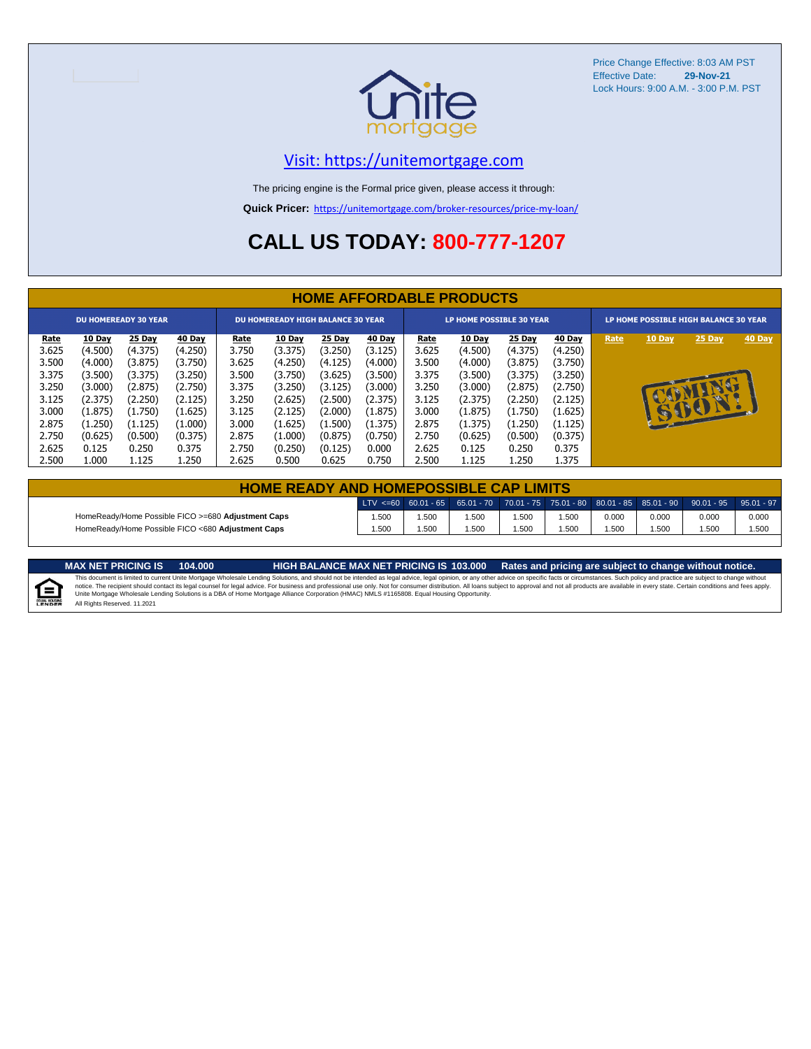Price Change Effective: 8:03 AM PST
Effective Date: **29-Nov-21**
Lock Hours: 9:00 A.M. - 3:00 P.M. PST

Visit: https://unitemortgage.com

The pricing engine is the Formal price given, please access it through:

**Quick Pricer:** https://unitemortgage.com/broker-resources/price-my-loan/

# CALL US TODAY: 800-777-1207

## HOME AFFORDABLE PRODUCTS

| DU HOMEREADY 30 YEAR | | | | DU HOMEREADY HIGH BALANCE 30 YEAR | | | | LP HOME POSSIBLE 30 YEAR | | | | LP HOME POSSIBLE HIGH BALANCE 30 YEAR | | | |
|---|---|---|---|---|---|---|---|---|---|---|---|---|---|---|---|
| Rate | 10 Day | 25 Day | 40 Day | Rate | 10 Day | 25 Day | 40 Day | Rate | 10 Day | 25 Day | 40 Day | Rate | 10 Day | 25 Day | 40 Day |
| 3.625 | (4.500) | (4.375) | (4.250) | 3.750 | (3.375) | (3.250) | (3.125) | 3.625 | (4.500) | (4.375) | (4.250) | COMING SOON! | | | |
| 3.500 | (4.000) | (3.875) | (3.750) | 3.625 | (4.250) | (4.125) | (4.000) | 3.500 | (4.000) | (3.875) | (3.750) | | | | |
| 3.375 | (3.500) | (3.375) | (3.250) | 3.500 | (3.750) | (3.625) | (3.500) | 3.375 | (3.500) | (3.375) | (3.250) | | | | |
| 3.250 | (3.000) | (2.875) | (2.750) | 3.375 | (3.250) | (3.125) | (3.000) | 3.250 | (3.000) | (2.875) | (2.750) | | | | |
| 3.125 | (2.375) | (2.250) | (2.125) | 3.250 | (2.625) | (2.500) | (2.375) | 3.125 | (2.375) | (2.250) | (2.125) | | | | |
| 3.000 | (1.875) | (1.750) | (1.625) | 3.125 | (2.125) | (2.000) | (1.875) | 3.000 | (1.875) | (1.750) | (1.625) | | | | |
| 2.875 | (1.250) | (1.125) | (1.000) | 3.000 | (1.625) | (1.500) | (1.375) | 2.875 | (1.375) | (1.250) | (1.125) | | | | |
| 2.750 | (0.625) | (0.500) | (0.375) | 2.875 | (1.000) | (0.875) | (0.750) | 2.750 | (0.625) | (0.500) | (0.375) | | | | |
| 2.625 | 0.125 | 0.250 | 0.375 | 2.750 | (0.250) | (0.125) | 0.000 | 2.625 | 0.125 | 0.250 | 0.375 | | | | |
| 2.500 | 1.000 | 1.125 | 1.250 | 2.625 | 0.500 | 0.625 | 0.750 | 2.500 | 1.125 | 1.250 | 1.375 | | | | |

## HOME READY AND HOMEPOSSIBLE CAP LIMITS

| | LTV <=60 | 60.01 - 65 | 65.01 - 70 | 70.01 - 75 | 75.01 - 80 | 80.01 - 85 | 85.01 - 90 | 90.01 - 95 | 95.01 - 97 |
|---|---|---|---|---|---|---|---|---|---|
| HomeReady/Home Possible FICO >=680 **Adjustment Caps** | 1.500 | 1.500 | 1.500 | 1.500 | 1.500 | 0.000 | 0.000 | 0.000 | 0.000 |
| HomeReady/Home Possible FICO <680 **Adjustment Caps** | 1.500 | 1.500 | 1.500 | 1.500 | 1.500 | 1.500 | 1.500 | 1.500 | 1.500 |

**MAX NET PRICING IS 104.000** **HIGH BALANCE MAX NET PRICING IS 103.000** **Rates and pricing are subject to change without notice.**

This document is limited to current Unite Mortgage Wholesale Lending Solutions, and should not be intended as legal advice, legal opinion, or any other advice on specific facts or circumstances. Such policy and practice are subject to change without notice. The recipient should contact its legal counsel for legal advice. For business and professional use only. Not for consumer distribution. All loans subject to approval and not all products are available in every state. Certain conditions and fees apply. Unite Mortgage Wholesale Lending Solutions is a DBA of Home Mortgage Alliance Corporation (HMAC) NMLS #1165808. Equal Housing Opportunity.
All Rights Reserved. 11.2021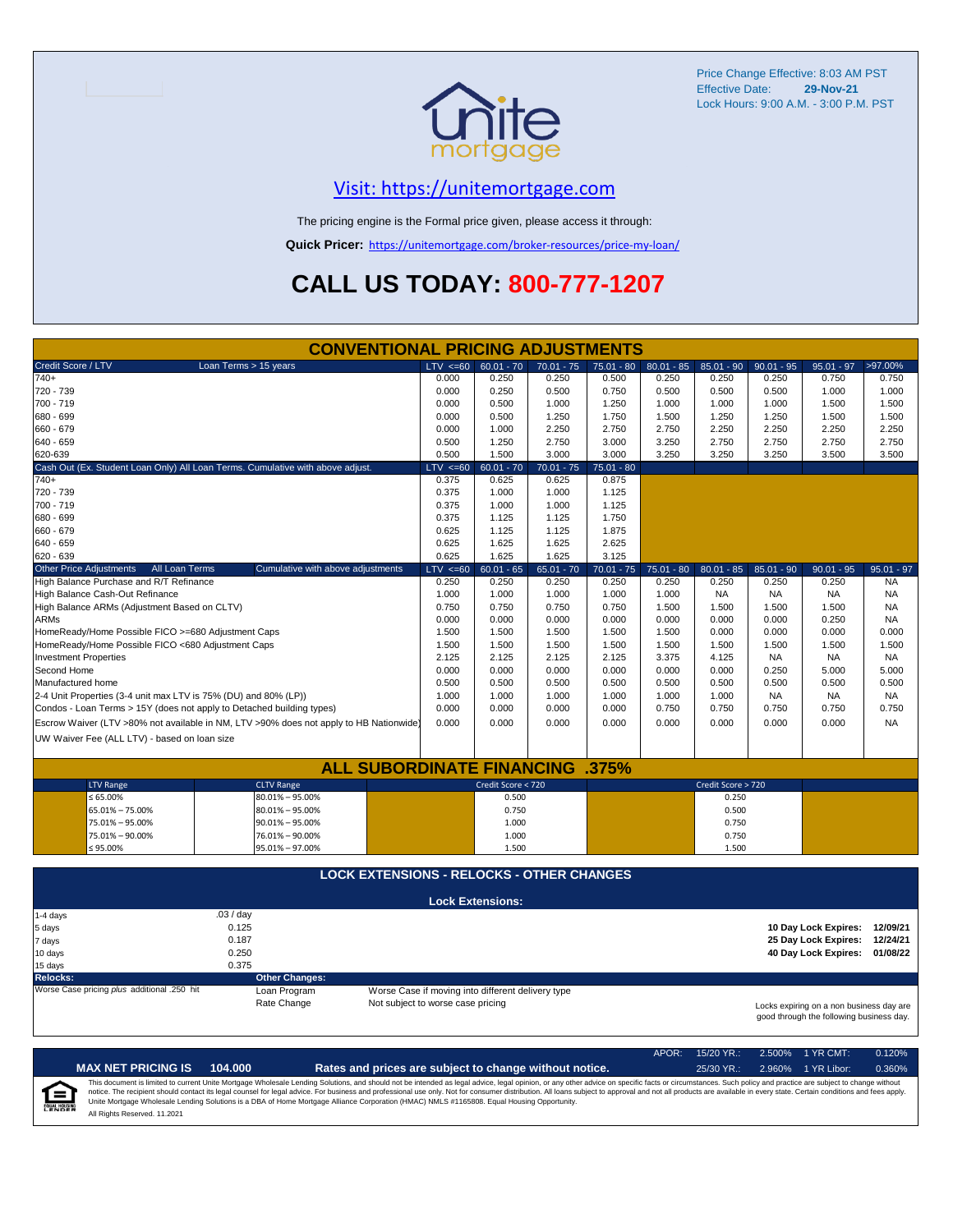Price Change Effective: 8:03 AM PST
Effective Date: **29-Nov-21**
Lock Hours: 9:00 A.M. - 3:00 P.M. PST

## Visit: https://unitemortgage.com

The pricing engine is the Formal price given, please access it through:

**Quick Pricer:** https://unitemortgage.com/broker-resources/price-my-loan/

# CALL US TODAY: 800-777-1207

## CONVENTIONAL PRICING ADJUSTMENTS

| Credit Score / LTV — Loan Terms > 15 years | LTV <=60 | 60.01 - 70 | 70.01 - 75 | 75.01 - 80 | 80.01 - 85 | 85.01 - 90 | 90.01 - 95 | 95.01 - 97 | >97.00% |
|---|---|---|---|---|---|---|---|---|---|
| 740+ | 0.000 | 0.250 | 0.250 | 0.500 | 0.250 | 0.250 | 0.250 | 0.750 | 0.750 |
| 720 - 739 | 0.000 | 0.250 | 0.500 | 0.750 | 0.500 | 0.500 | 0.500 | 1.000 | 1.000 |
| 700 - 719 | 0.000 | 0.500 | 1.000 | 1.250 | 1.000 | 1.000 | 1.000 | 1.500 | 1.500 |
| 680 - 699 | 0.000 | 0.500 | 1.250 | 1.750 | 1.500 | 1.250 | 1.250 | 1.500 | 1.500 |
| 660 - 679 | 0.000 | 1.000 | 2.250 | 2.750 | 2.750 | 2.250 | 2.250 | 2.250 | 2.250 |
| 640 - 659 | 0.500 | 1.250 | 2.750 | 3.000 | 3.250 | 2.750 | 2.750 | 2.750 | 2.750 |
| 620-639 | 0.500 | 1.500 | 3.000 | 3.000 | 3.250 | 3.250 | 3.250 | 3.500 | 3.500 |

| Cash Out (Ex. Student Loan Only) All Loan Terms. Cumulative with above adjust. | LTV <=60 | 60.01 - 70 | 70.01 - 75 | 75.01 - 80 |
|---|---|---|---|---|
| 740+ | 0.375 | 0.625 | 0.625 | 0.875 |
| 720 - 739 | 0.375 | 1.000 | 1.000 | 1.125 |
| 700 - 719 | 0.375 | 1.000 | 1.000 | 1.125 |
| 680 - 699 | 0.375 | 1.125 | 1.125 | 1.750 |
| 660 - 679 | 0.625 | 1.125 | 1.125 | 1.875 |
| 640 - 659 | 0.625 | 1.625 | 1.625 | 2.625 |
| 620 - 639 | 0.625 | 1.625 | 1.625 | 3.125 |

| Other Price Adjustments — All Loan Terms — Cumulative with above adjustments | LTV <=60 | 60.01 - 65 | 65.01 - 70 | 70.01 - 75 | 75.01 - 80 | 80.01 - 85 | 85.01 - 90 | 90.01 - 95 | 95.01 - 97 |
|---|---|---|---|---|---|---|---|---|---|
| High Balance Purchase and R/T Refinance | 0.250 | 0.250 | 0.250 | 0.250 | 0.250 | 0.250 | 0.250 | 0.250 | NA |
| High Balance Cash-Out Refinance | 1.000 | 1.000 | 1.000 | 1.000 | 1.000 | NA | NA | NA | NA |
| High Balance ARMs (Adjustment Based on CLTV) | 0.750 | 0.750 | 0.750 | 0.750 | 1.500 | 1.500 | 1.500 | 1.500 | NA |
| ARMs | 0.000 | 0.000 | 0.000 | 0.000 | 0.000 | 0.000 | 0.000 | 0.250 | NA |
| HomeReady/Home Possible FICO >=680 Adjustment Caps | 1.500 | 1.500 | 1.500 | 1.500 | 1.500 | 0.000 | 0.000 | 0.000 | 0.000 |
| HomeReady/Home Possible FICO <680 Adjustment Caps | 1.500 | 1.500 | 1.500 | 1.500 | 1.500 | 1.500 | 1.500 | 1.500 | 1.500 |
| Investment Properties | 2.125 | 2.125 | 2.125 | 2.125 | 3.375 | 4.125 | NA | NA | NA |
| Second Home | 0.000 | 0.000 | 0.000 | 0.000 | 0.000 | 0.000 | 0.250 | 5.000 | 5.000 |
| Manufactured home | 0.500 | 0.500 | 0.500 | 0.500 | 0.500 | 0.500 | 0.500 | 0.500 | 0.500 |
| 2-4 Unit Properties (3-4 unit max LTV is 75% (DU) and 80% (LP)) | 1.000 | 1.000 | 1.000 | 1.000 | 1.000 | 1.000 | NA | NA | NA |
| Condos - Loan Terms > 15Y (does not apply to Detached building types) | 0.000 | 0.000 | 0.000 | 0.000 | 0.750 | 0.750 | 0.750 | 0.750 | 0.750 |
| Escrow Waiver (LTV >80% not available in NM, LTV >90% does not apply to HB Nationwide) | 0.000 | 0.000 | 0.000 | 0.000 | 0.000 | 0.000 | 0.000 | 0.000 | NA |
| UW Waiver Fee (ALL LTV) - based on loan size | | | | | | | | | |

## ALL SUBORDINATE FINANCING .375%

| LTV Range | CLTV Range | Credit Score < 720 | Credit Score > 720 |
|---|---|---|---|
| ≤ 65.00% | 80.01% – 95.00% | 0.500 | 0.250 |
| 65.01% – 75.00% | 80.01% – 95.00% | 0.750 | 0.500 |
| 75.01% – 95.00% | 90.01% – 95.00% | 1.000 | 0.750 |
| 75.01% – 90.00% | 76.01% – 90.00% | 1.000 | 0.750 |
| ≤ 95.00% | 95.01% – 97.00% | 1.500 | 1.500 |

## LOCK EXTENSIONS - RELOCKS - OTHER CHANGES

### Lock Extensions:

| | |
|---|---|
| 1-4 days | .03 / day |
| 5 days | 0.125 |
| 7 days | 0.187 |
| 10 days | 0.250 |
| 15 days | 0.375 |

| | |
|---|---|
| 10 Day Lock Expires: | 12/09/21 |
| 25 Day Lock Expires: | 12/24/21 |
| 40 Day Lock Expires: | 01/08/22 |

**Relocks:**
Worse Case pricing *plus* additional .250 hit

**Other Changes:**

| | |
|---|---|
| Loan Program | Worse Case if moving into different delivery type |
| Rate Change | Not subject to worse case pricing |

Locks expiring on a non business day are good through the following business day.

| APOR: | 15/20 YR.: | 2.500% | 1 YR CMT: | 0.120% |
|---|---|---|---|---|
| | 25/30 YR.: | 2.960% | 1 YR Libor: | 0.360% |

**MAX NET PRICING IS 104.000** — **Rates and prices are subject to change without notice.**

This document is limited to current Unite Mortgage Wholesale Lending Solutions, and should not be intended as legal advice, legal opinion, or any other advice on specific facts or circumstances. Such policy and practice are subject to change without notice. The recipient should contact its legal counsel for legal advice. For business and professional use only. Not for consumer distribution. All loans subject to approval and not all products are available in every state. Certain conditions and fees apply. Unite Mortgage Wholesale Lending Solutions is a DBA of Home Mortgage Alliance Corporation (HMAC) NMLS #1165808. Equal Housing Opportunity.
All Rights Reserved. 11.2021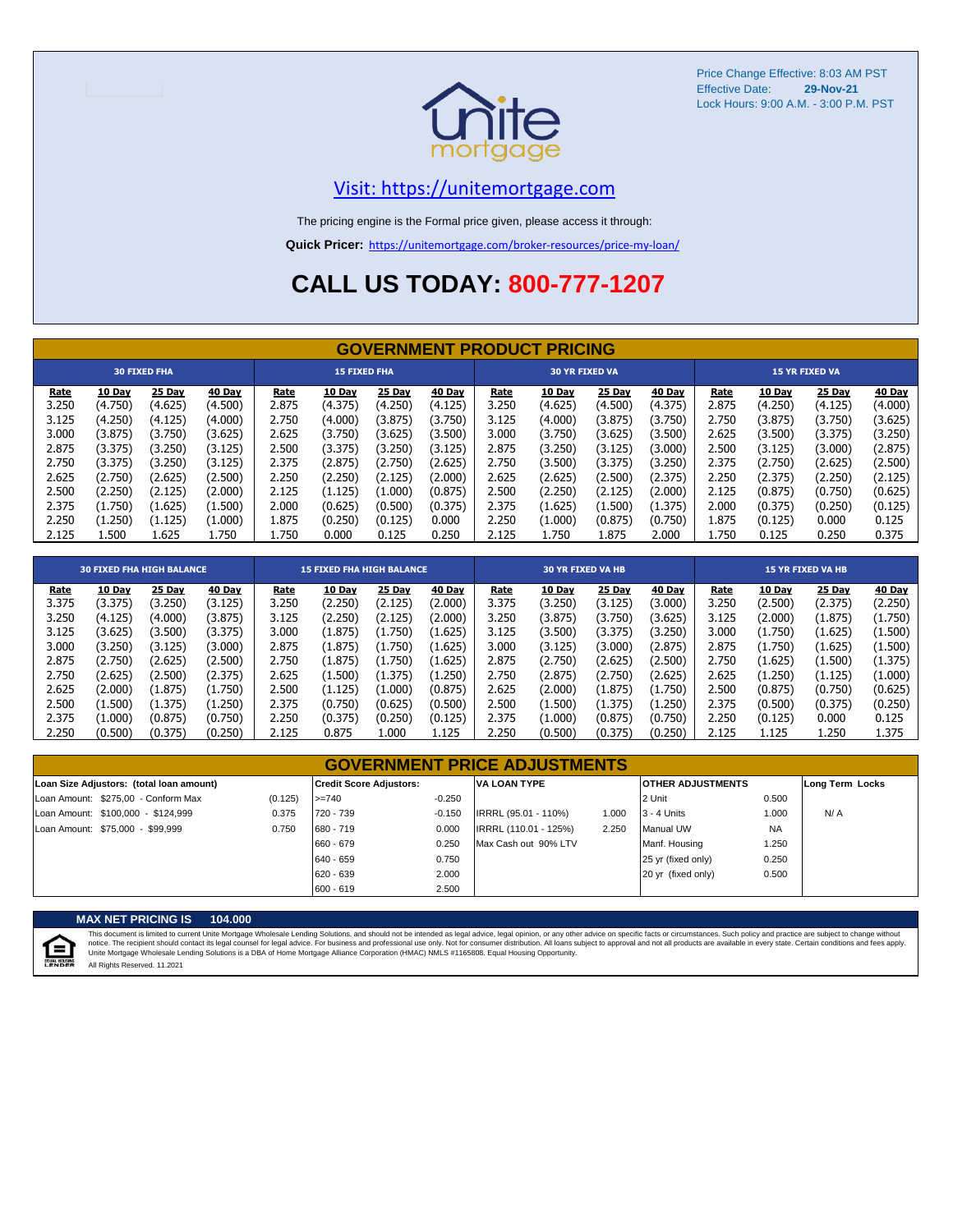Price Change Effective: 8:03 AM PST
Effective Date: **29-Nov-21**
Lock Hours: 9:00 A.M. - 3:00 P.M. PST

unite mortgage

## Visit: https://unitemortgage.com

The pricing engine is the Formal price given, please access it through:

**Quick Pricer:** https://unitemortgage.com/broker-resources/price-my-loan/

# CALL US TODAY: 800-777-1207

## GOVERNMENT PRODUCT PRICING

| 30 FIXED FHA | | | | 15 FIXED FHA | | | | 30 YR FIXED VA | | | | 15 YR FIXED VA | | | |
|---|---|---|---|---|---|---|---|---|---|---|---|---|---|---|---|
| Rate | 10 Day | 25 Day | 40 Day | Rate | 10 Day | 25 Day | 40 Day | Rate | 10 Day | 25 Day | 40 Day | Rate | 10 Day | 25 Day | 40 Day |
| 3.250 | (4.750) | (4.625) | (4.500) | 2.875 | (4.375) | (4.250) | (4.125) | 3.250 | (4.625) | (4.500) | (4.375) | 2.875 | (4.250) | (4.125) | (4.000) |
| 3.125 | (4.250) | (4.125) | (4.000) | 2.750 | (4.000) | (3.875) | (3.750) | 3.125 | (4.000) | (3.875) | (3.750) | 2.750 | (3.875) | (3.750) | (3.625) |
| 3.000 | (3.875) | (3.750) | (3.625) | 2.625 | (3.750) | (3.625) | (3.500) | 3.000 | (3.750) | (3.625) | (3.500) | 2.625 | (3.500) | (3.375) | (3.250) |
| 2.875 | (3.375) | (3.250) | (3.125) | 2.500 | (3.375) | (3.250) | (3.125) | 2.875 | (3.250) | (3.125) | (3.000) | 2.500 | (3.125) | (3.000) | (2.875) |
| 2.750 | (3.375) | (3.250) | (3.125) | 2.375 | (2.875) | (2.750) | (2.625) | 2.750 | (3.500) | (3.375) | (3.250) | 2.375 | (2.750) | (2.625) | (2.500) |
| 2.625 | (2.750) | (2.625) | (2.500) | 2.250 | (2.250) | (2.125) | (2.000) | 2.625 | (2.625) | (2.500) | (2.375) | 2.250 | (2.375) | (2.250) | (2.125) |
| 2.500 | (2.250) | (2.125) | (2.000) | 2.125 | (1.125) | (1.000) | (0.875) | 2.500 | (2.250) | (2.125) | (2.000) | 2.125 | (0.875) | (0.750) | (0.625) |
| 2.375 | (1.750) | (1.625) | (1.500) | 2.000 | (0.625) | (0.500) | (0.375) | 2.375 | (1.625) | (1.500) | (1.375) | 2.000 | (0.375) | (0.250) | (0.125) |
| 2.250 | (1.250) | (1.125) | (1.000) | 1.875 | (0.250) | (0.125) | 0.000 | 2.250 | (1.000) | (0.875) | (0.750) | 1.875 | (0.125) | 0.000 | 0.125 |
| 2.125 | 1.500 | 1.625 | 1.750 | 1.750 | 0.000 | 0.125 | 0.250 | 2.125 | 1.750 | 1.875 | 2.000 | 1.750 | 0.125 | 0.250 | 0.375 |

| 30 FIXED FHA HIGH BALANCE | | | | 15 FIXED FHA HIGH BALANCE | | | | 30 YR FIXED VA HB | | | | 15 YR FIXED VA HB | | | |
|---|---|---|---|---|---|---|---|---|---|---|---|---|---|---|---|
| Rate | 10 Day | 25 Day | 40 Day | Rate | 10 Day | 25 Day | 40 Day | Rate | 10 Day | 25 Day | 40 Day | Rate | 10 Day | 25 Day | 40 Day |
| 3.375 | (3.375) | (3.250) | (3.125) | 3.250 | (2.250) | (2.125) | (2.000) | 3.375 | (3.250) | (3.125) | (3.000) | 3.250 | (2.500) | (2.375) | (2.250) |
| 3.250 | (4.125) | (4.000) | (3.875) | 3.125 | (2.250) | (2.125) | (2.000) | 3.250 | (3.875) | (3.750) | (3.625) | 3.125 | (2.000) | (1.875) | (1.750) |
| 3.125 | (3.625) | (3.500) | (3.375) | 3.000 | (1.875) | (1.750) | (1.625) | 3.125 | (3.500) | (3.375) | (3.250) | 3.000 | (1.750) | (1.625) | (1.500) |
| 3.000 | (3.250) | (3.125) | (3.000) | 2.875 | (1.875) | (1.750) | (1.625) | 3.000 | (3.125) | (3.000) | (2.875) | 2.875 | (1.750) | (1.625) | (1.500) |
| 2.875 | (2.750) | (2.625) | (2.500) | 2.750 | (1.875) | (1.750) | (1.625) | 2.875 | (2.750) | (2.625) | (2.500) | 2.750 | (1.625) | (1.500) | (1.375) |
| 2.750 | (2.625) | (2.500) | (2.375) | 2.625 | (1.500) | (1.375) | (1.250) | 2.750 | (2.875) | (2.750) | (2.625) | 2.625 | (1.250) | (1.125) | (1.000) |
| 2.625 | (2.000) | (1.875) | (1.750) | 2.500 | (1.125) | (1.000) | (0.875) | 2.625 | (2.000) | (1.875) | (1.750) | 2.500 | (0.875) | (0.750) | (0.625) |
| 2.500 | (1.500) | (1.375) | (1.250) | 2.375 | (0.750) | (0.625) | (0.500) | 2.500 | (1.500) | (1.375) | (1.250) | 2.375 | (0.500) | (0.375) | (0.250) |
| 2.375 | (1.000) | (0.875) | (0.750) | 2.250 | (0.375) | (0.250) | (0.125) | 2.375 | (1.000) | (0.875) | (0.750) | 2.250 | (0.125) | 0.000 | 0.125 |
| 2.250 | (0.500) | (0.375) | (0.250) | 2.125 | 0.875 | 1.000 | 1.125 | 2.250 | (0.500) | (0.375) | (0.250) | 2.125 | 1.125 | 1.250 | 1.375 |

## GOVERNMENT PRICE ADJUSTMENTS

| Loan Size Adjustors: (total loan amount) | | Credit Score Adjustors: | | VA LOAN TYPE | | OTHER ADJUSTMENTS | | Long Term Locks |
|---|---|---|---|---|---|---|---|---|
| Loan Amount: $275,000 - Conform Max | (0.125) | >=740 | -0.250 | | | 2 Unit | 0.500 | |
| Loan Amount: $100,000 - $124,999 | 0.375 | 720 - 739 | -0.150 | IRRRL (95.01 - 110%) | 1.000 | 3 - 4 Units | 1.000 | N/A |
| Loan Amount: $75,000 - $99,999 | 0.750 | 680 - 719 | 0.000 | IRRRL (110.01 - 125%) | 2.250 | Manual UW | NA | |
| | | 660 - 679 | 0.250 | Max Cash out 90% LTV | | Manf. Housing | 1.250 | |
| | | 640 - 659 | 0.750 | | | 25 yr (fixed only) | 0.250 | |
| | | 620 - 639 | 2.000 | | | 20 yr (fixed only) | 0.500 | |
| | | 600 - 619 | 2.500 | | | | | |

**MAX NET PRICING IS 104.000**

This document is limited to current Unite Mortgage Wholesale Lending Solutions, and should not be intended as legal advice, legal opinion, or any other advice on specific facts or circumstances. Such policy and practice are subject to change without notice. The recipient should contact its legal counsel for legal advice. For business and professional use only. Not for consumer distribution. All loans subject to approval and not all products are available in every state. Certain conditions and fees apply. Unite Mortgage Wholesale Lending Solutions is a DBA of Home Mortgage Alliance Corporation (HMAC) NMLS #1165808. Equal Housing Opportunity.
All Rights Reserved. 11.2021